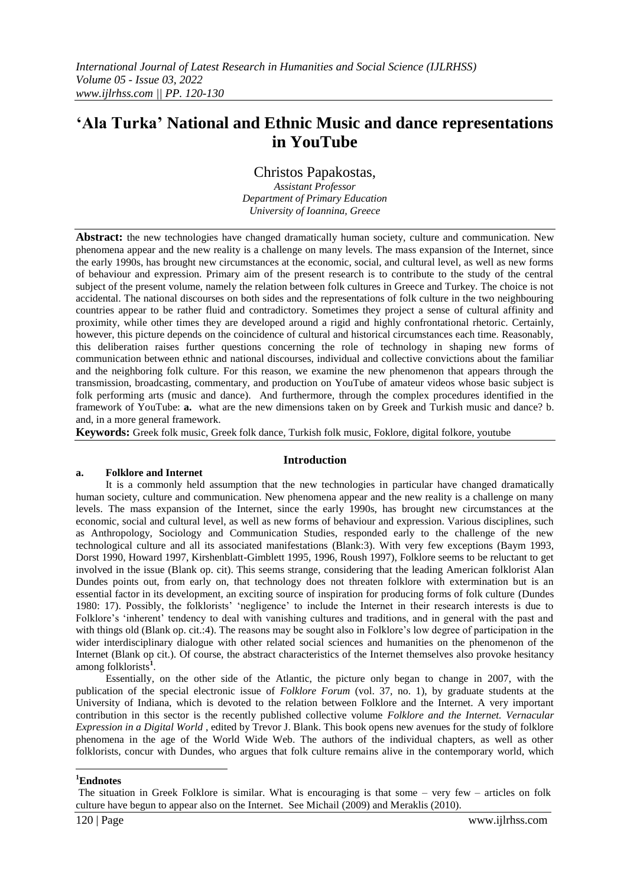# 'Ala Turka' National and Ethnic Music and dance representations in YouTube

Christos Papakostas,

*Assistant Professor*
*Department of Primary Education*
*University of Ioannina, Greece*

**Abstract:** the new technologies have changed dramatically human society, culture and communication. New phenomena appear and the new reality is a challenge on many levels. The mass expansion of the Internet, since the early 1990s, has brought new circumstances at the economic, social, and cultural level, as well as new forms of behaviour and expression. Primary aim of the present research is to contribute to the study of the central subject of the present volume, namely the relation between folk cultures in Greece and Turkey. The choice is not accidental. The national discourses on both sides and the representations of folk culture in the two neighbouring countries appear to be rather fluid and contradictory. Sometimes they project a sense of cultural affinity and proximity, while other times they are developed around a rigid and highly confrontational rhetoric. Certainly, however, this picture depends on the coincidence of cultural and historical circumstances each time. Reasonably, this deliberation raises further questions concerning the role of technology in shaping new forms of communication between ethnic and national discourses, individual and collective convictions about the familiar and the neighboring folk culture. For this reason, we examine the new phenomenon that appears through the transmission, broadcasting, commentary, and production on YouTube of amateur videos whose basic subject is folk performing arts (music and dance). And furthermore, through the complex procedures identified in the framework of YouTube: **a.** what are the new dimensions taken on by Greek and Turkish music and dance? b. and, in a more general framework.

**Keywords:** Greek folk music, Greek folk dance, Turkish folk music, Foklore, digital folkore, youtube

## Introduction

### a. Folklore and Internet

It is a commonly held assumption that the new technologies in particular have changed dramatically human society, culture and communication. New phenomena appear and the new reality is a challenge on many levels. The mass expansion of the Internet, since the early 1990s, has brought new circumstances at the economic, social and cultural level, as well as new forms of behaviour and expression. Various disciplines, such as Anthropology, Sociology and Communication Studies, responded early to the challenge of the new technological culture and all its associated manifestations (Blank:3). With very few exceptions (Baym 1993, Dorst 1990, Howard 1997, Kirshenblatt-Gimblett 1995, 1996, Roush 1997), Folklore seems to be reluctant to get involved in the issue (Blank op. cit). This seems strange, considering that the leading American folklorist Alan Dundes points out, from early on, that technology does not threaten folklore with extermination but is an essential factor in its development, an exciting source of inspiration for producing forms of folk culture (Dundes 1980: 17). Possibly, the folklorists' 'negligence' to include the Internet in their research interests is due to Folklore's 'inherent' tendency to deal with vanishing cultures and traditions, and in general with the past and with things old (Blank op. cit.:4). The reasons may be sought also in Folklore's low degree of participation in the wider interdisciplinary dialogue with other related social sciences and humanities on the phenomenon of the Internet (Blank op cit.). Of course, the abstract characteristics of the Internet themselves also provoke hesitancy among folklorists[1].

Essentially, on the other side of the Atlantic, the picture only began to change in 2007, with the publication of the special electronic issue of *Folklore Forum* (vol. 37, no. 1), by graduate students at the University of Indiana, which is devoted to the relation between Folklore and the Internet. A very important contribution in this sector is the recently published collective volume *Folklore and the Internet. Vernacular Expression in a Digital World* , edited by Trevor J. Blank. This book opens new avenues for the study of folklore phenomena in the age of the World Wide Web. The authors of the individual chapters, as well as other folklorists, concur with Dundes, who argues that folk culture remains alive in the contemporary world, which

---

[1]**Endnotes**

The situation in Greek Folklore is similar. What is encouraging is that some – very few – articles on folk culture have begun to appear also on the Internet. See Michail (2009) and Meraklis (2010).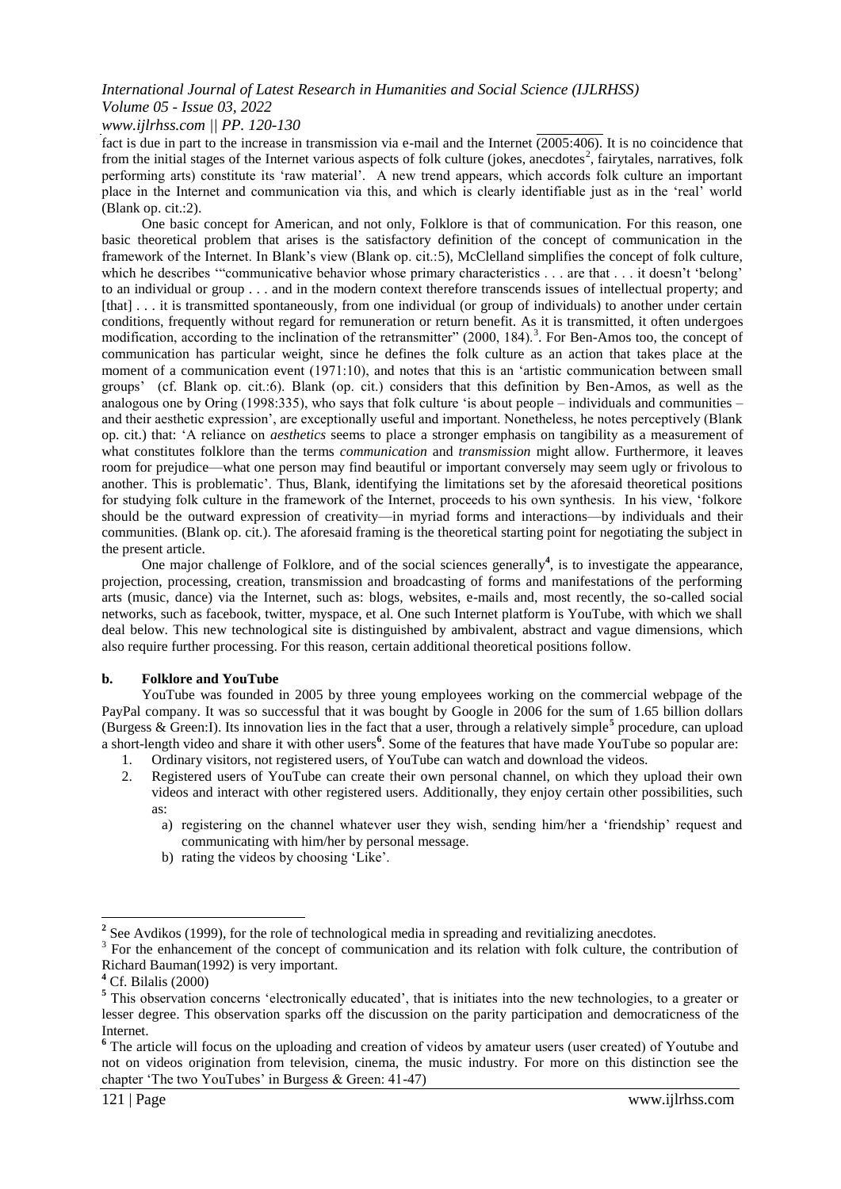fact is due in part to the increase in transmission via e-mail and the Internet (2005:406). It is no coincidence that from the initial stages of the Internet various aspects of folk culture (jokes, anecdotes[2], fairytales, narratives, folk performing arts) constitute its 'raw material'. A new trend appears, which accords folk culture an important place in the Internet and communication via this, and which is clearly identifiable just as in the 'real' world (Blank op. cit.:2).

One basic concept for American, and not only, Folklore is that of communication. For this reason, one basic theoretical problem that arises is the satisfactory definition of the concept of communication in the framework of the Internet. In Blank's view (Blank op. cit.:5), McClelland simplifies the concept of folk culture, which he describes '"communicative behavior whose primary characteristics . . . are that . . . it doesn't 'belong' to an individual or group . . . and in the modern context therefore transcends issues of intellectual property; and [that] . . . it is transmitted spontaneously, from one individual (or group of individuals) to another under certain conditions, frequently without regard for remuneration or return benefit. As it is transmitted, it often undergoes modification, according to the inclination of the retransmitter" (2000, 184).[3]. For Ben-Amos too, the concept of communication has particular weight, since he defines the folk culture as an action that takes place at the moment of a communication event (1971:10), and notes that this is an 'artistic communication between small groups' (cf. Blank op. cit.:6). Blank (op. cit.) considers that this definition by Ben-Amos, as well as the analogous one by Oring (1998:335), who says that folk culture 'is about people – individuals and communities – and their aesthetic expression', are exceptionally useful and important. Nonetheless, he notes perceptively (Blank op. cit.) that: 'A reliance on *aesthetics* seems to place a stronger emphasis on tangibility as a measurement of what constitutes folklore than the terms *communication* and *transmission* might allow. Furthermore, it leaves room for prejudice—what one person may find beautiful or important conversely may seem ugly or frivolous to another. This is problematic'. Thus, Blank, identifying the limitations set by the aforesaid theoretical positions for studying folk culture in the framework of the Internet, proceeds to his own synthesis. In his view, 'folkore should be the outward expression of creativity—in myriad forms and interactions—by individuals and their communities. (Blank op. cit.). The aforesaid framing is the theoretical starting point for negotiating the subject in the present article.

One major challenge of Folklore, and of the social sciences generally[4], is to investigate the appearance, projection, processing, creation, transmission and broadcasting of forms and manifestations of the performing arts (music, dance) via the Internet, such as: blogs, websites, e-mails and, most recently, the so-called social networks, such as facebook, twitter, myspace, et al. One such Internet platform is YouTube, with which we shall deal below. This new technological site is distinguished by ambivalent, abstract and vague dimensions, which also require further processing. For this reason, certain additional theoretical positions follow.

### b. Folklore and YouTube

YouTube was founded in 2005 by three young employees working on the commercial webpage of the PayPal company. It was so successful that it was bought by Google in 2006 for the sum of 1.65 billion dollars (Burgess & Green:I). Its innovation lies in the fact that a user, through a relatively simple[5] procedure, can upload a short-length video and share it with other users[6]. Some of the features that have made YouTube so popular are:

1. Ordinary visitors, not registered users, of YouTube can watch and download the videos.
2. Registered users of YouTube can create their own personal channel, on which they upload their own videos and interact with other registered users. Additionally, they enjoy certain other possibilities, such as:
   a) registering on the channel whatever user they wish, sending him/her a 'friendship' request and communicating with him/her by personal message.
   b) rating the videos by choosing 'Like'.

---

[2] See Avdikos (1999), for the role of technological media in spreading and revitializing anecdotes.

[3] For the enhancement of the concept of communication and its relation with folk culture, the contribution of Richard Bauman(1992) is very important.

[4] Cf. Bilalis (2000)

[5] This observation concerns 'electronically educated', that is initiates into the new technologies, to a greater or lesser degree. This observation sparks off the discussion on the parity participation and democraticness of the Internet.

[6] The article will focus on the uploading and creation of videos by amateur users (user created) of Youtube and not on videos origination from television, cinema, the music industry. For more on this distinction see the chapter 'The two YouTubes' in Burgess & Green: 41-47)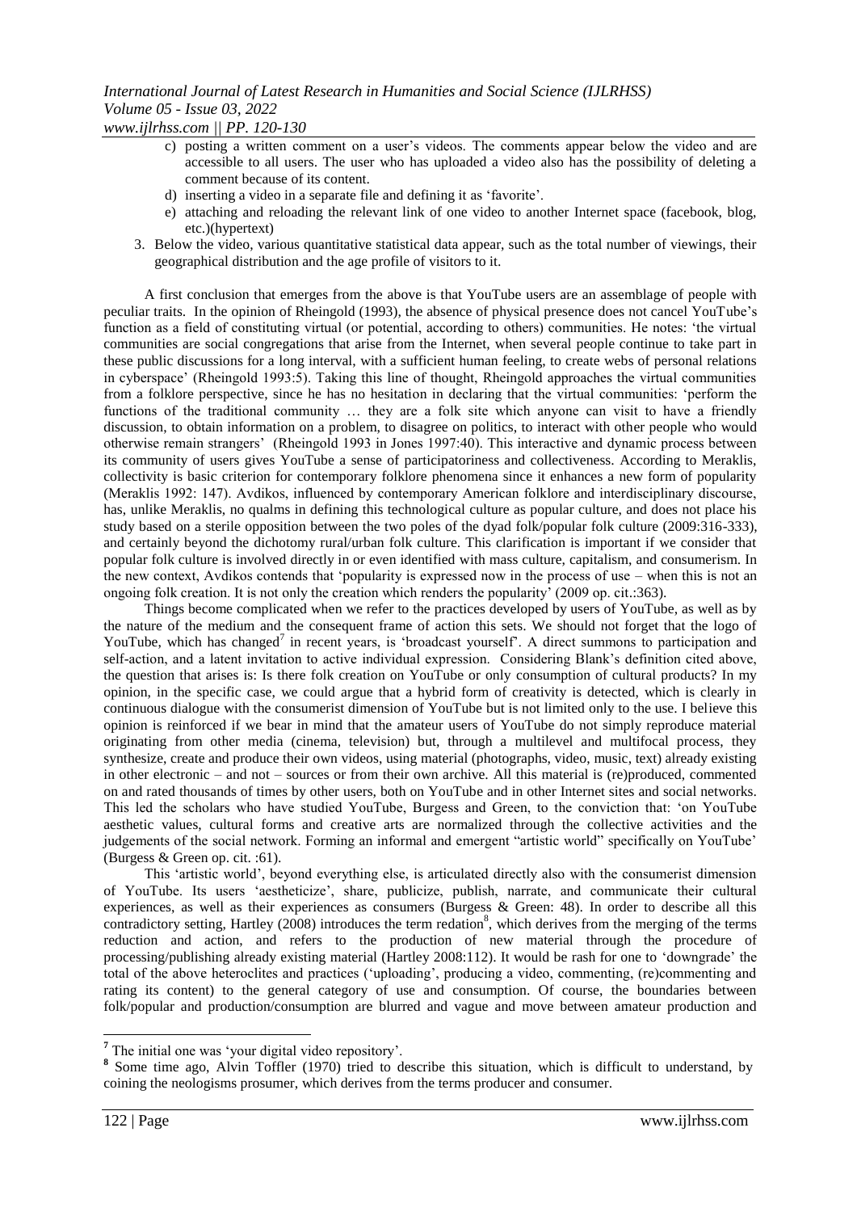c) posting a written comment on a user's videos. The comments appear below the video and are accessible to all users. The user who has uploaded a video also has the possibility of deleting a comment because of its content.
d) inserting a video in a separate file and defining it as 'favorite'.
e) attaching and reloading the relevant link of one video to another Internet space (facebook, blog, etc.)(hypertext)

3. Below the video, various quantitative statistical data appear, such as the total number of viewings, their geographical distribution and the age profile of visitors to it.

A first conclusion that emerges from the above is that YouTube users are an assemblage of people with peculiar traits. In the opinion of Rheingold (1993), the absence of physical presence does not cancel YouTube's function as a field of constituting virtual (or potential, according to others) communities. He notes: 'the virtual communities are social congregations that arise from the Internet, when several people continue to take part in these public discussions for a long interval, with a sufficient human feeling, to create webs of personal relations in cyberspace' (Rheingold 1993:5). Taking this line of thought, Rheingold approaches the virtual communities from a folklore perspective, since he has no hesitation in declaring that the virtual communities: 'perform the functions of the traditional community … they are a folk site which anyone can visit to have a friendly discussion, to obtain information on a problem, to disagree on politics, to interact with other people who would otherwise remain strangers' (Rheingold 1993 in Jones 1997:40). This interactive and dynamic process between its community of users gives YouTube a sense of participatoriness and collectiveness. According to Meraklis, collectivity is basic criterion for contemporary folklore phenomena since it enhances a new form of popularity (Meraklis 1992: 147). Avdikos, influenced by contemporary American folklore and interdisciplinary discourse, has, unlike Meraklis, no qualms in defining this technological culture as popular culture, and does not place his study based on a sterile opposition between the two poles of the dyad folk/popular folk culture (2009:316-333), and certainly beyond the dichotomy rural/urban folk culture. This clarification is important if we consider that popular folk culture is involved directly in or even identified with mass culture, capitalism, and consumerism. In the new context, Avdikos contends that 'popularity is expressed now in the process of use – when this is not an ongoing folk creation. It is not only the creation which renders the popularity' (2009 op. cit.:363).

Things become complicated when we refer to the practices developed by users of YouTube, as well as by the nature of the medium and the consequent frame of action this sets. We should not forget that the logo of YouTube, which has changed[7] in recent years, is 'broadcast yourself'. A direct summons to participation and self-action, and a latent invitation to active individual expression. Considering Blank's definition cited above, the question that arises is: Is there folk creation on YouTube or only consumption of cultural products? In my opinion, in the specific case, we could argue that a hybrid form of creativity is detected, which is clearly in continuous dialogue with the consumerist dimension of YouTube but is not limited only to the use. I believe this opinion is reinforced if we bear in mind that the amateur users of YouTube do not simply reproduce material originating from other media (cinema, television) but, through a multilevel and multifocal process, they synthesize, create and produce their own videos, using material (photographs, video, music, text) already existing in other electronic – and not – sources or from their own archive. All this material is (re)produced, commented on and rated thousands of times by other users, both on YouTube and in other Internet sites and social networks. This led the scholars who have studied YouTube, Burgess and Green, to the conviction that: 'on YouTube aesthetic values, cultural forms and creative arts are normalized through the collective activities and the judgements of the social network. Forming an informal and emergent "artistic world" specifically on YouTube' (Burgess & Green op. cit. :61).

This 'artistic world', beyond everything else, is articulated directly also with the consumerist dimension of YouTube. Its users 'aestheticize', share, publicize, publish, narrate, and communicate their cultural experiences, as well as their experiences as consumers (Burgess & Green: 48). In order to describe all this contradictory setting, Hartley (2008) introduces the term redation[8], which derives from the merging of the terms reduction and action, and refers to the production of new material through the procedure of processing/publishing already existing material (Hartley 2008:112). It would be rash for one to 'downgrade' the total of the above heteroclites and practices ('uploading', producing a video, commenting, (re)commenting and rating its content) to the general category of use and consumption. Of course, the boundaries between folk/popular and production/consumption are blurred and vague and move between amateur production and

---

[7] The initial one was 'your digital video repository'.

[8] Some time ago, Alvin Toffler (1970) tried to describe this situation, which is difficult to understand, by coining the neologisms prosumer, which derives from the terms producer and consumer.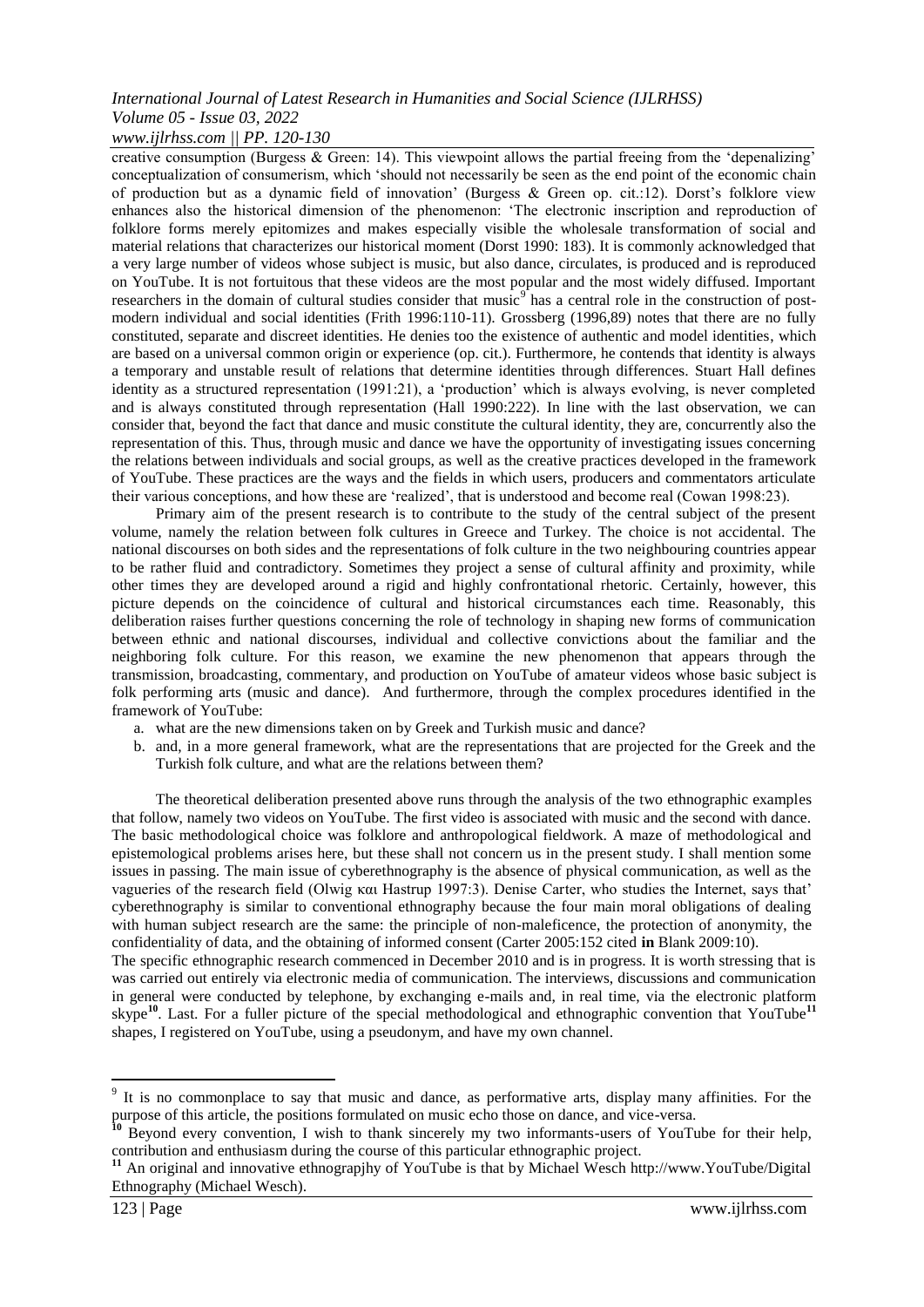creative consumption (Burgess & Green: 14). This viewpoint allows the partial freeing from the 'depenalizing' conceptualization of consumerism, which 'should not necessarily be seen as the end point of the economic chain of production but as a dynamic field of innovation' (Burgess & Green op. cit.:12). Dorst's folklore view enhances also the historical dimension of the phenomenon: 'The electronic inscription and reproduction of folklore forms merely epitomizes and makes especially visible the wholesale transformation of social and material relations that characterizes our historical moment (Dorst 1990: 183). It is commonly acknowledged that a very large number of videos whose subject is music, but also dance, circulates, is produced and is reproduced on YouTube. It is not fortuitous that these videos are the most popular and the most widely diffused. Important researchers in the domain of cultural studies consider that music[9] has a central role in the construction of post-modern individual and social identities (Frith 1996:110-11). Grossberg (1996,89) notes that there are no fully constituted, separate and discreet identities. He denies too the existence of authentic and model identities, which are based on a universal common origin or experience (op. cit.). Furthermore, he contends that identity is always a temporary and unstable result of relations that determine identities through differences. Stuart Hall defines identity as a structured representation (1991:21), a 'production' which is always evolving, is never completed and is always constituted through representation (Hall 1990:222). In line with the last observation, we can consider that, beyond the fact that dance and music constitute the cultural identity, they are, concurrently also the representation of this. Thus, through music and dance we have the opportunity of investigating issues concerning the relations between individuals and social groups, as well as the creative practices developed in the framework of YouTube. These practices are the ways and the fields in which users, producers and commentators articulate their various conceptions, and how these are 'realized', that is understood and become real (Cowan 1998:23).

Primary aim of the present research is to contribute to the study of the central subject of the present volume, namely the relation between folk cultures in Greece and Turkey. The choice is not accidental. The national discourses on both sides and the representations of folk culture in the two neighbouring countries appear to be rather fluid and contradictory. Sometimes they project a sense of cultural affinity and proximity, while other times they are developed around a rigid and highly confrontational rhetoric. Certainly, however, this picture depends on the coincidence of cultural and historical circumstances each time. Reasonably, this deliberation raises further questions concerning the role of technology in shaping new forms of communication between ethnic and national discourses, individual and collective convictions about the familiar and the neighboring folk culture. For this reason, we examine the new phenomenon that appears through the transmission, broadcasting, commentary, and production on YouTube of amateur videos whose basic subject is folk performing arts (music and dance). And furthermore, through the complex procedures identified in the framework of YouTube:

a. what are the new dimensions taken on by Greek and Turkish music and dance?
b. and, in a more general framework, what are the representations that are projected for the Greek and the Turkish folk culture, and what are the relations between them?

The theoretical deliberation presented above runs through the analysis of the two ethnographic examples that follow, namely two videos on YouTube. The first video is associated with music and the second with dance. The basic methodological choice was folklore and anthropological fieldwork. A maze of methodological and epistemological problems arises here, but these shall not concern us in the present study. I shall mention some issues in passing. The main issue of cyberethnography is the absence of physical communication, as well as the vagueries of the research field (Olwig και Hastrup 1997:3). Denise Carter, who studies the Internet, says that' cyberethnography is similar to conventional ethnography because the four main moral obligations of dealing with human subject research are the same: the principle of non-maleficence, the protection of anonymity, the confidentiality of data, and the obtaining of informed consent (Carter 2005:152 cited **in** Blank 2009:10).

The specific ethnographic research commenced in December 2010 and is in progress. It is worth stressing that is was carried out entirely via electronic media of communication. The interviews, discussions and communication in general were conducted by telephone, by exchanging e-mails and, in real time, via the electronic platform skype[10]. Last. For a fuller picture of the special methodological and ethnographic convention that YouTube[11] shapes, I registered on YouTube, using a pseudonym, and have my own channel.

---

[9] It is no commonplace to say that music and dance, as performative arts, display many affinities. For the purpose of this article, the positions formulated on music echo those on dance, and vice-versa.

[10] Beyond every convention, I wish to thank sincerely my two informants-users of YouTube for their help, contribution and enthusiasm during the course of this particular ethnographic project.

[11] An original and innovative ethnograpjhy of YouTube is that by Michael Wesch http://www.YouTube/Digital Ethnography (Michael Wesch).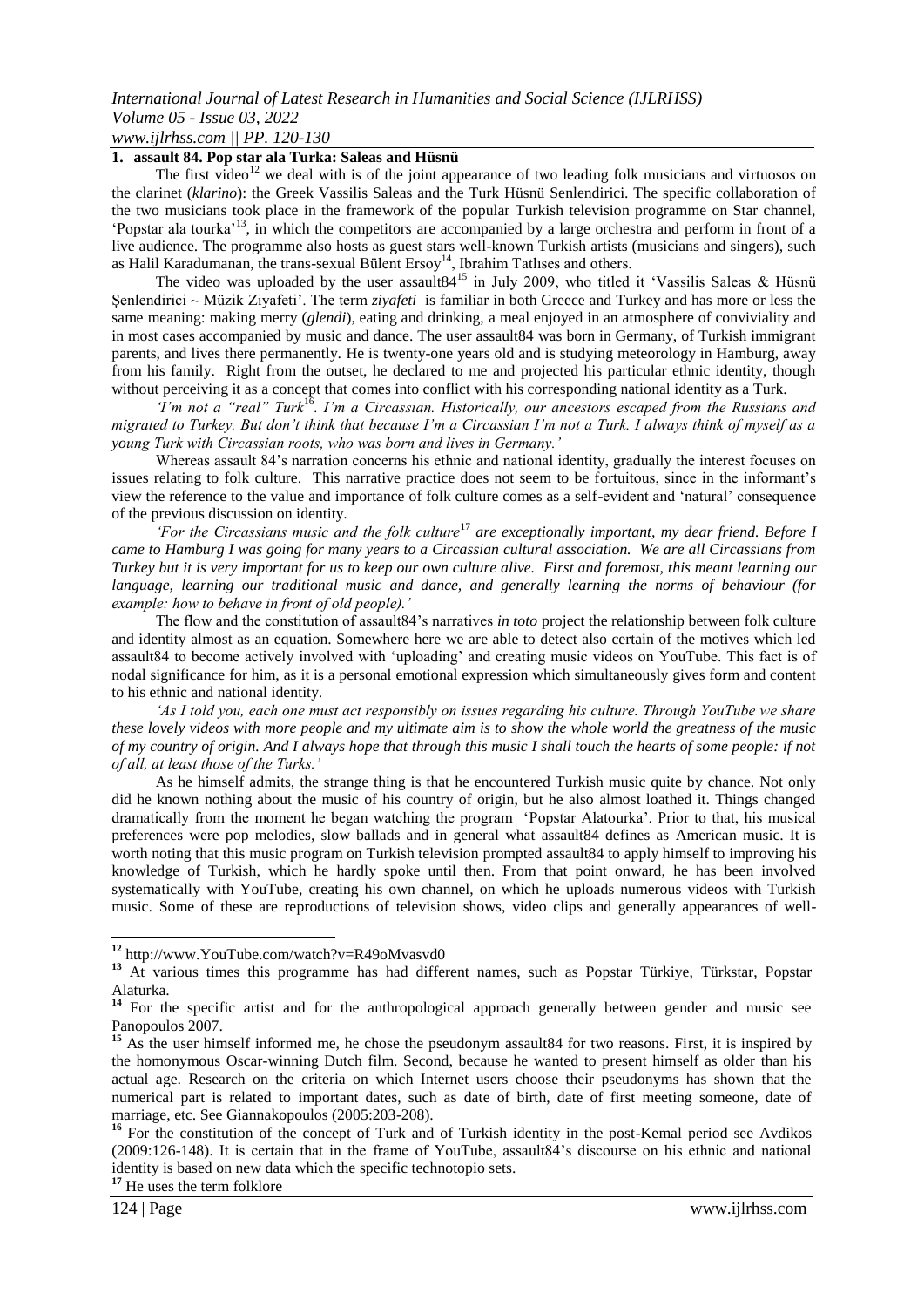## 1. assault 84. Pop star ala Turka: Saleas and Hüsnü

The first video[12] we deal with is of the joint appearance of two leading folk musicians and virtuosos on the clarinet (*klarino*): the Greek Vassilis Saleas and the Turk Hüsnü Senlendirici. The specific collaboration of the two musicians took place in the framework of the popular Turkish television programme on Star channel, 'Popstar ala tourka'[13], in which the competitors are accompanied by a large orchestra and perform in front of a live audience. The programme also hosts as guest stars well-known Turkish artists (musicians and singers), such as Halil Karadumanan, the trans-sexual Bülent Ersoy[14], Ibrahim Tatlıses and others.

The video was uploaded by the user assault84[15] in July 2009, who titled it 'Vassilis Saleas & Hüsnü Şenlendirici ~ Müzik Ziyafeti'. The term *ziyafeti* is familiar in both Greece and Turkey and has more or less the same meaning: making merry (*glendi*), eating and drinking, a meal enjoyed in an atmosphere of conviviality and in most cases accompanied by music and dance. The user assault84 was born in Germany, of Turkish immigrant parents, and lives there permanently. He is twenty-one years old and is studying meteorology in Hamburg, away from his family. Right from the outset, he declared to me and projected his particular ethnic identity, though without perceiving it as a concept that comes into conflict with his corresponding national identity as a Turk.

*'I'm not a "real" Turk*[16]*. I'm a Circassian. Historically, our ancestors escaped from the Russians and migrated to Turkey. But don't think that because I'm a Circassian I'm not a Turk. I always think of myself as a young Turk with Circassian roots, who was born and lives in Germany.'*

Whereas assault 84's narration concerns his ethnic and national identity, gradually the interest focuses on issues relating to folk culture. This narrative practice does not seem to be fortuitous, since in the informant's view the reference to the value and importance of folk culture comes as a self-evident and 'natural' consequence of the previous discussion on identity.

*'For the Circassians music and the folk culture*[17] *are exceptionally important, my dear friend. Before I came to Hamburg I was going for many years to a Circassian cultural association. We are all Circassians from Turkey but it is very important for us to keep our own culture alive. First and foremost, this meant learning our language, learning our traditional music and dance, and generally learning the norms of behaviour (for example: how to behave in front of old people).'*

The flow and the constitution of assault84's narratives *in toto* project the relationship between folk culture and identity almost as an equation. Somewhere here we are able to detect also certain of the motives which led assault84 to become actively involved with 'uploading' and creating music videos on YouTube. This fact is of nodal significance for him, as it is a personal emotional expression which simultaneously gives form and content to his ethnic and national identity.

*'As I told you, each one must act responsibly on issues regarding his culture. Through YouTube we share these lovely videos with more people and my ultimate aim is to show the whole world the greatness of the music of my country of origin. And I always hope that through this music I shall touch the hearts of some people: if not of all, at least those of the Turks.'*

As he himself admits, the strange thing is that he encountered Turkish music quite by chance. Not only did he known nothing about the music of his country of origin, but he also almost loathed it. Things changed dramatically from the moment he began watching the program 'Popstar Alatourka'. Prior to that, his musical preferences were pop melodies, slow ballads and in general what assault84 defines as American music. It is worth noting that this music program on Turkish television prompted assault84 to apply himself to improving his knowledge of Turkish, which he hardly spoke until then. From that point onward, he has been involved systematically with YouTube, creating his own channel, on which he uploads numerous videos with Turkish music. Some of these are reproductions of television shows, video clips and generally appearances of well-

---

[12] http://www.YouTube.com/watch?v=R49oMvasvd0

[13] At various times this programme has had different names, such as Popstar Türkiye, Türkstar, Popstar Alaturka.

[14] For the specific artist and for the anthropological approach generally between gender and music see Panopoulos 2007.

[15] As the user himself informed me, he chose the pseudonym assault84 for two reasons. First, it is inspired by the homonymous Oscar-winning Dutch film. Second, because he wanted to present himself as older than his actual age. Research on the criteria on which Internet users choose their pseudonyms has shown that the numerical part is related to important dates, such as date of birth, date of first meeting someone, date of marriage, etc. See Giannakopoulos (2005:203-208).

[16] For the constitution of the concept of Turk and of Turkish identity in the post-Kemal period see Avdikos (2009:126-148). It is certain that in the frame of YouTube, assault84's discourse on his ethnic and national identity is based on new data which the specific technotopio sets.

[17] He uses the term folklore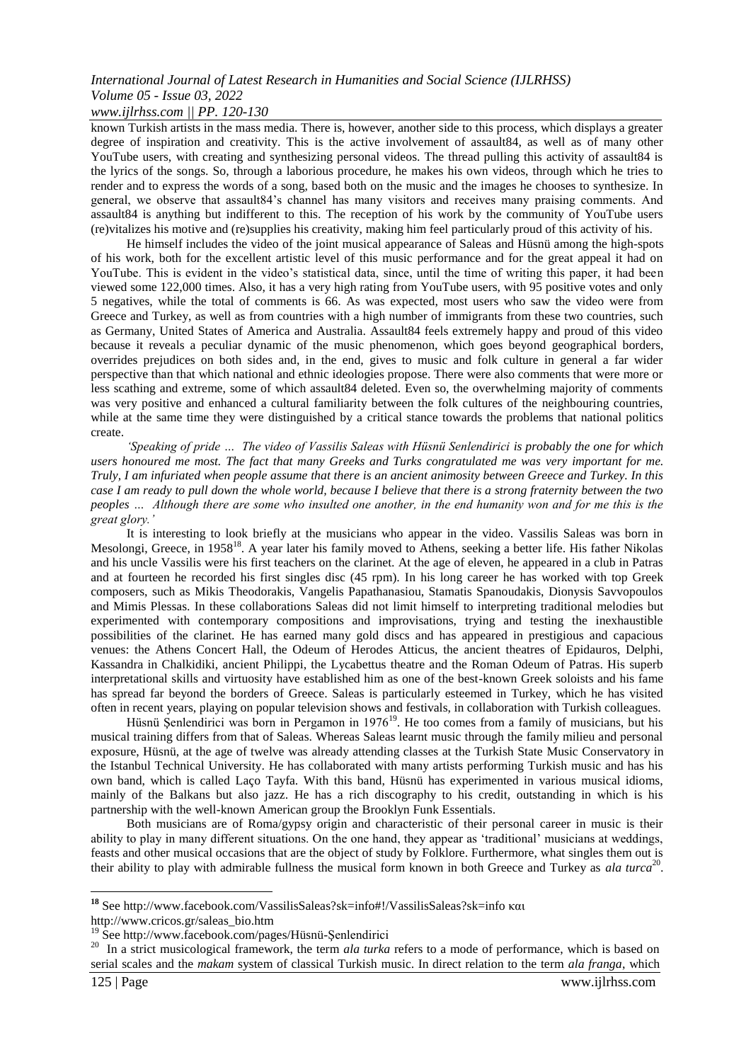known Turkish artists in the mass media. There is, however, another side to this process, which displays a greater degree of inspiration and creativity. This is the active involvement of assault84, as well as of many other YouTube users, with creating and synthesizing personal videos. The thread pulling this activity of assault84 is the lyrics of the songs. So, through a laborious procedure, he makes his own videos, through which he tries to render and to express the words of a song, based both on the music and the images he chooses to synthesize. In general, we observe that assault84's channel has many visitors and receives many praising comments. And assault84 is anything but indifferent to this. The reception of his work by the community of YouTube users (re)vitalizes his motive and (re)supplies his creativity, making him feel particularly proud of this activity of his.

He himself includes the video of the joint musical appearance of Saleas and Hüsnü among the high-spots of his work, both for the excellent artistic level of this music performance and for the great appeal it had on YouTube. This is evident in the video's statistical data, since, until the time of writing this paper, it had been viewed some 122,000 times. Also, it has a very high rating from YouTube users, with 95 positive votes and only 5 negatives, while the total of comments is 66. As was expected, most users who saw the video were from Greece and Turkey, as well as from countries with a high number of immigrants from these two countries, such as Germany, United States of America and Australia. Assault84 feels extremely happy and proud of this video because it reveals a peculiar dynamic of the music phenomenon, which goes beyond geographical borders, overrides prejudices on both sides and, in the end, gives to music and folk culture in general a far wider perspective than that which national and ethnic ideologies propose. There were also comments that were more or less scathing and extreme, some of which assault84 deleted. Even so, the overwhelming majority of comments was very positive and enhanced a cultural familiarity between the folk cultures of the neighbouring countries, while at the same time they were distinguished by a critical stance towards the problems that national politics create.

*'Speaking of pride … The video of Vassilis Saleas with Hüsnü Senlendirici is probably the one for which users honoured me most. The fact that many Greeks and Turks congratulated me was very important for me. Truly, I am infuriated when people assume that there is an ancient animosity between Greece and Turkey. In this case I am ready to pull down the whole world, because I believe that there is a strong fraternity between the two peoples … Although there are some who insulted one another, in the end humanity won and for me this is the great glory.'*

It is interesting to look briefly at the musicians who appear in the video. Vassilis Saleas was born in Mesolongi, Greece, in 1958[18]. A year later his family moved to Athens, seeking a better life. His father Nikolas and his uncle Vassilis were his first teachers on the clarinet. At the age of eleven, he appeared in a club in Patras and at fourteen he recorded his first singles disc (45 rpm). In his long career he has worked with top Greek composers, such as Mikis Theodorakis, Vangelis Papathanasiou, Stamatis Spanoudakis, Dionysis Savvopoulos and Mimis Plessas. In these collaborations Saleas did not limit himself to interpreting traditional melodies but experimented with contemporary compositions and improvisations, trying and testing the inexhaustible possibilities of the clarinet. He has earned many gold discs and has appeared in prestigious and capacious venues: the Athens Concert Hall, the Odeum of Herodes Atticus, the ancient theatres of Epidauros, Delphi, Kassandra in Chalkidiki, ancient Philippi, the Lycabettus theatre and the Roman Odeum of Patras. His superb interpretational skills and virtuosity have established him as one of the best-known Greek soloists and his fame has spread far beyond the borders of Greece. Saleas is particularly esteemed in Turkey, which he has visited often in recent years, playing on popular television shows and festivals, in collaboration with Turkish colleagues.

Hüsnü Şenlendirici was born in Pergamon in 1976[19]. He too comes from a family of musicians, but his musical training differs from that of Saleas. Whereas Saleas learnt music through the family milieu and personal exposure, Hüsnü, at the age of twelve was already attending classes at the Turkish State Music Conservatory in the Istanbul Technical University. He has collaborated with many artists performing Turkish music and has his own band, which is called Laço Tayfa. With this band, Hüsnü has experimented in various musical idioms, mainly of the Balkans but also jazz. He has a rich discography to his credit, outstanding in which is his partnership with the well-known American group the Brooklyn Funk Essentials.

Both musicians are of Roma/gypsy origin and characteristic of their personal career in music is their ability to play in many different situations. On the one hand, they appear as 'traditional' musicians at weddings, feasts and other musical occasions that are the object of study by Folklore. Furthermore, what singles them out is their ability to play with admirable fullness the musical form known in both Greece and Turkey as *ala turca*[20].

---

[18] See http://www.facebook.com/VassilisSaleas?sk=info#!/VassilisSaleas?sk=info και http://www.cricos.gr/saleas_bio.htm

[19] See http://www.facebook.com/pages/Hüsnü-Şenlendirici

[20] In a strict musicological framework, the term *ala turka* refers to a mode of performance, which is based on serial scales and the *makam* system of classical Turkish music. In direct relation to the term *ala franga*, which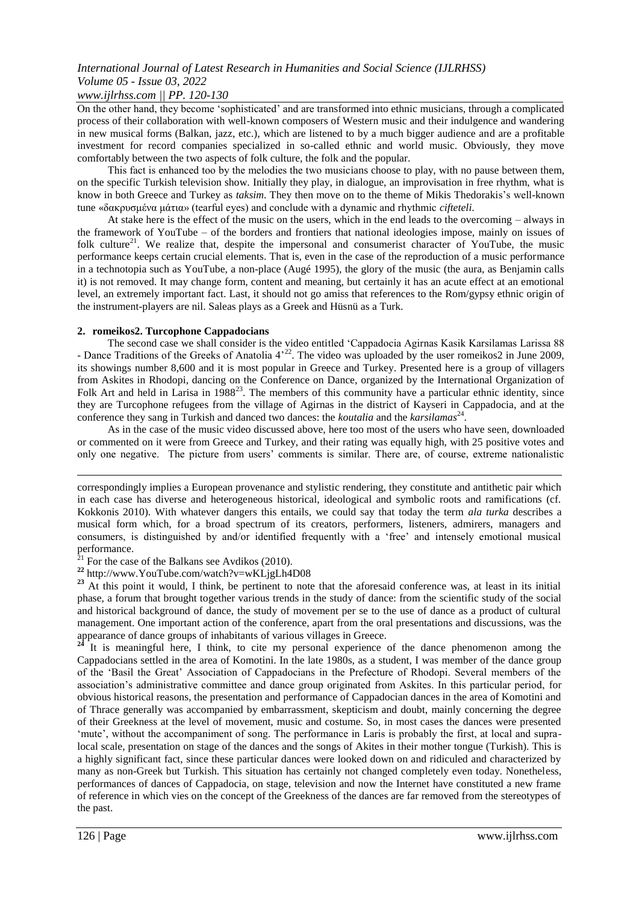On the other hand, they become 'sophisticated' and are transformed into ethnic musicians, through a complicated process of their collaboration with well-known composers of Western music and their indulgence and wandering in new musical forms (Balkan, jazz, etc.), which are listened to by a much bigger audience and are a profitable investment for record companies specialized in so-called ethnic and world music. Obviously, they move comfortably between the two aspects of folk culture, the folk and the popular.

This fact is enhanced too by the melodies the two musicians choose to play, with no pause between them, on the specific Turkish television show. Initially they play, in dialogue, an improvisation in free rhythm, what is know in both Greece and Turkey as *taksim*. They then move on to the theme of Mikis Thedorakis's well-known tune «δακρυσμένα μάτια» (tearful eyes) and conclude with a dynamic and rhythmic *ciftetelі*.

At stake here is the effect of the music on the users, which in the end leads to the overcoming – always in the framework of YouTube – of the borders and frontiers that national ideologies impose, mainly on issues of folk culture[21]. We realize that, despite the impersonal and consumerist character of YouTube, the music performance keeps certain crucial elements. That is, even in the case of the reproduction of a music performance in a technotopia such as YouTube, a non-place (Augé 1995), the glory of the music (the aura, as Benjamin calls it) is not removed. It may change form, content and meaning, but certainly it has an acute effect at an emotional level, an extremely important fact. Last, it should not go amiss that references to the Rom/gypsy ethnic origin of the instrument-players are nil. Saleas plays as a Greek and Hüsnü as a Turk.

## 2. romeikos2. Turcophone Cappadocians

The second case we shall consider is the video entitled 'Cappadocia Agirnas Kasik Karsilamas Larissa 88 - Dance Traditions of the Greeks of Anatolia 4'[22]. The video was uploaded by the user romeikos2 in June 2009, its showings number 8,600 and it is most popular in Greece and Turkey. Presented here is a group of villagers from Askites in Rhodopi, dancing on the Conference on Dance, organized by the International Organization of Folk Art and held in Larisa in 1988[23]. The members of this community have a particular ethnic identity, since they are Turcophone refugees from the village of Agirnas in the district of Kayseri in Cappadocia, and at the conference they sang in Turkish and danced two dances: the *koutalia* and the *karsilamas*[24].

As in the case of the music video discussed above, here too most of the users who have seen, downloaded or commented on it were from Greece and Turkey, and their rating was equally high, with 25 positive votes and only one negative. The picture from users' comments is similar. There are, of course, extreme nationalistic

---

correspondingly implies a European provenance and stylistic rendering, they constitute and antithetic pair which in each case has diverse and heterogeneous historical, ideological and symbolic roots and ramifications (cf. Kokkonis 2010). With whatever dangers this entails, we could say that today the term *ala turka* describes a musical form which, for a broad spectrum of its creators, performers, listeners, admirers, managers and consumers, is distinguished by and/or identified frequently with a 'free' and intensely emotional musical performance.

[21] For the case of the Balkans see Avdikos (2010).

[22] http://www.YouTube.com/watch?v=wKLjgLh4D08

[23] At this point it would, I think, be pertinent to note that the aforesaid conference was, at least in its initial phase, a forum that brought together various trends in the study of dance: from the scientific study of the social and historical background of dance, the study of movement per se to the use of dance as a product of cultural management. One important action of the conference, apart from the oral presentations and discussions, was the appearance of dance groups of inhabitants of various villages in Greece.

[24] It is meaningful here, I think, to cite my personal experience of the dance phenomenon among the Cappadocians settled in the area of Komotini. In the late 1980s, as a student, I was member of the dance group of the 'Basil the Great' Association of Cappadocians in the Prefecture of Rhodopi. Several members of the association's administrative committee and dance group originated from Askites. In this particular period, for obvious historical reasons, the presentation and performance of Cappadocian dances in the area of Komotini and of Thrace generally was accompanied by embarrassment, skepticism and doubt, mainly concerning the degree of their Greekness at the level of movement, music and costume. So, in most cases the dances were presented 'mute', without the accompaniment of song. The performance in Laris is probably the first, at local and supra-local scale, presentation on stage of the dances and the songs of Akites in their mother tongue (Turkish). This is a highly significant fact, since these particular dances were looked down on and ridiculed and characterized by many as non-Greek but Turkish. This situation has certainly not changed completely even today. Nonetheless, performances of dances of Cappadocia, on stage, television and now the Internet have constituted a new frame of reference in which vies on the concept of the Greekness of the dances are far removed from the stereotypes of the past.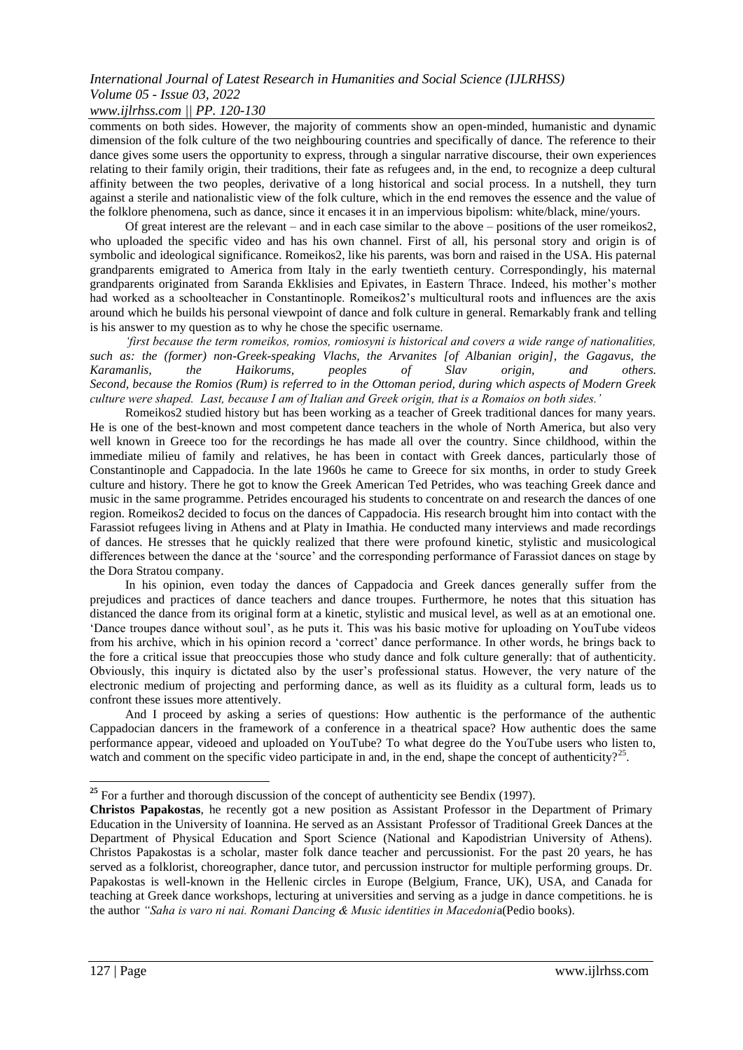comments on both sides. However, the majority of comments show an open-minded, humanistic and dynamic dimension of the folk culture of the two neighbouring countries and specifically of dance. The reference to their dance gives some users the opportunity to express, through a singular narrative discourse, their own experiences relating to their family origin, their traditions, their fate as refugees and, in the end, to recognize a deep cultural affinity between the two peoples, derivative of a long historical and social process. In a nutshell, they turn against a sterile and nationalistic view of the folk culture, which in the end removes the essence and the value of the folklore phenomena, such as dance, since it encases it in an impervious bipolism: white/black, mine/yours.

Of great interest are the relevant – and in each case similar to the above – positions of the user romeikos2, who uploaded the specific video and has his own channel. First of all, his personal story and origin is of symbolic and ideological significance. Romeikos2, like his parents, was born and raised in the USA. His paternal grandparents emigrated to America from Italy in the early twentieth century. Correspondingly, his maternal grandparents originated from Saranda Ekklisies and Epivates, in Eastern Thrace. Indeed, his mother's mother had worked as a schoolteacher in Constantinople. Romeikos2's multicultural roots and influences are the axis around which he builds his personal viewpoint of dance and folk culture in general. Remarkably frank and telling is his answer to my question as to why he chose the specific υsername.

*'first because the term romeikos, romios, romiosyni is historical and covers a wide range of nationalities, such as: the (former) non-Greek-speaking Vlachs, the Arvanites [of Albanian origin], the Gagavus, the Karamanlis, the Haikorums, peoples of Slav origin, and others. Second, because the Romios (Rum) is referred to in the Ottoman period, during which aspects of Modern Greek culture were shaped. Last, because I am of Italian and Greek origin, that is a Romaios on both sides.'*

Romeikos2 studied history but has been working as a teacher of Greek traditional dances for many years. He is one of the best-known and most competent dance teachers in the whole of North America, but also very well known in Greece too for the recordings he has made all over the country. Since childhood, within the immediate milieu of family and relatives, he has been in contact with Greek dances, particularly those of Constantinople and Cappadocia. In the late 1960s he came to Greece for six months, in order to study Greek culture and history. There he got to know the Greek American Ted Petrides, who was teaching Greek dance and music in the same programme. Petrides encouraged his students to concentrate on and research the dances of one region. Romeikos2 decided to focus on the dances of Cappadocia. His research brought him into contact with the Farassiot refugees living in Athens and at Platy in Imathia. He conducted many interviews and made recordings of dances. He stresses that he quickly realized that there were profound kinetic, stylistic and musicological differences between the dance at the 'source' and the corresponding performance of Farassiot dances on stage by the Dora Stratou company.

In his opinion, even today the dances of Cappadocia and Greek dances generally suffer from the prejudices and practices of dance teachers and dance troupes. Furthermore, he notes that this situation has distanced the dance from its original form at a kinetic, stylistic and musical level, as well as at an emotional one. 'Dance troupes dance without soul', as he puts it. This was his basic motive for uploading on YouTube videos from his archive, which in his opinion record a 'correct' dance performance. In other words, he brings back to the fore a critical issue that preoccupies those who study dance and folk culture generally: that of authenticity. Obviously, this inquiry is dictated also by the user's professional status. However, the very nature of the electronic medium of projecting and performing dance, as well as its fluidity as a cultural form, leads us to confront these issues more attentively.

And I proceed by asking a series of questions: How authentic is the performance of the authentic Cappadocian dancers in the framework of a conference in a theatrical space? How authentic does the same performance appear, videoed and uploaded on YouTube? To what degree do the YouTube users who listen to, watch and comment on the specific video participate in and, in the end, shape the concept of authenticity?[25].

---

[25] For a further and thorough discussion of the concept of authenticity see Bendix (1997).

**Christos Papakostas**, he recently got a new position as Assistant Professor in the Department of Primary Education in the University of Ioannina. He served as an Assistant Professor of Traditional Greek Dances at the Department of Physical Education and Sport Science (National and Kapodistrian University of Athens). Christos Papakostas is a scholar, master folk dance teacher and percussionist. For the past 20 years, he has served as a folklorist, choreographer, dance tutor, and percussion instructor for multiple performing groups. Dr. Papakostas is well-known in the Hellenic circles in Europe (Belgium, France, UK), USA, and Canada for teaching at Greek dance workshops, lecturing at universities and serving as a judge in dance competitions. he is the author *"Saha is varo ni nai. Romani Dancing & Music identities in Macedoni*a(Pedio books).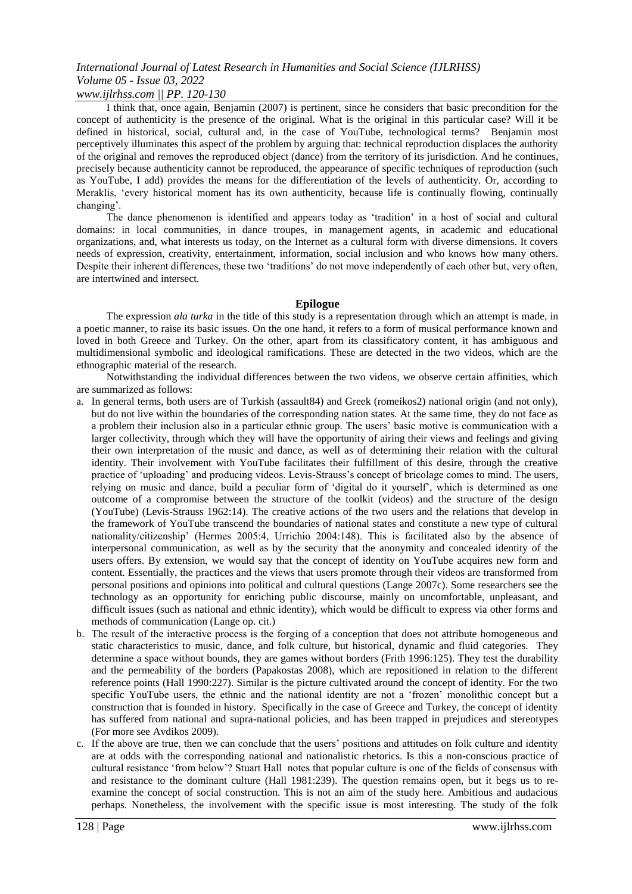I think that, once again, Benjamin (2007) is pertinent, since he considers that basic precondition for the concept of authenticity is the presence of the original. What is the original in this particular case? Will it be defined in historical, social, cultural and, in the case of YouTube, technological terms? Benjamin most perceptively illuminates this aspect of the problem by arguing that: technical reproduction displaces the authority of the original and removes the reproduced object (dance) from the territory of its jurisdiction. And he continues, precisely because authenticity cannot be reproduced, the appearance of specific techniques of reproduction (such as YouTube, I add) provides the means for the differentiation of the levels of authenticity. Or, according to Meraklis, 'every historical moment has its own authenticity, because life is continually flowing, continually changing'.

The dance phenomenon is identified and appears today as 'tradition' in a host of social and cultural domains: in local communities, in dance troupes, in management agents, in academic and educational organizations, and, what interests us today, on the Internet as a cultural form with diverse dimensions. It covers needs of expression, creativity, entertainment, information, social inclusion and who knows how many others. Despite their inherent differences, these two 'traditions' do not move independently of each other but, very often, are intertwined and intersect.

## Epilogue

The expression *ala turka* in the title of this study is a representation through which an attempt is made, in a poetic manner, to raise its basic issues. On the one hand, it refers to a form of musical performance known and loved in both Greece and Turkey. On the other, apart from its classificatory content, it has ambiguous and multidimensional symbolic and ideological ramifications. These are detected in the two videos, which are the ethnographic material of the research.

Notwithstanding the individual differences between the two videos, we observe certain affinities, which are summarized as follows:

a. In general terms, both users are of Turkish (assault84) and Greek (romeikos2) national origin (and not only), but do not live within the boundaries of the corresponding nation states. At the same time, they do not face as a problem their inclusion also in a particular ethnic group. The users' basic motive is communication with a larger collectivity, through which they will have the opportunity of airing their views and feelings and giving their own interpretation of the music and dance, as well as of determining their relation with the cultural identity. Their involvement with YouTube facilitates their fulfillment of this desire, through the creative practice of 'uploading' and producing videos. Levis-Strauss's concept of bricolage comes to mind. The users, relying on music and dance, build a peculiar form of 'digital do it yourself', which is determined as one outcome of a compromise between the structure of the toolkit (videos) and the structure of the design (YouTube) (Levis-Strauss 1962:14). The creative actions of the two users and the relations that develop in the framework of YouTube transcend the boundaries of national states and constitute a new type of cultural nationality/citizenship' (Hermes 2005:4, Urrichio 2004:148). This is facilitated also by the absence of interpersonal communication, as well as by the security that the anonymity and concealed identity of the users offers. By extension, we would say that the concept of identity on YouTube acquires new form and content. Essentially, the practices and the views that users promote through their videos are transformed from personal positions and opinions into political and cultural questions (Lange 2007c). Some researchers see the technology as an opportunity for enriching public discourse, mainly on uncomfortable, unpleasant, and difficult issues (such as national and ethnic identity), which would be difficult to express via other forms and methods of communication (Lange op. cit.)

b. The result of the interactive process is the forging of a conception that does not attribute homogeneous and static characteristics to music, dance, and folk culture, but historical, dynamic and fluid categories. They determine a space without bounds, they are games without borders (Frith 1996:125). They test the durability and the permeability of the borders (Papakostas 2008), which are repositioned in relation to the different reference points (Hall 1990:227). Similar is the picture cultivated around the concept of identity. For the two specific YouTube users, the ethnic and the national identity are not a 'frozen' monolithic concept but a construction that is founded in history. Specifically in the case of Greece and Turkey, the concept of identity has suffered from national and supra-national policies, and has been trapped in prejudices and stereotypes (For more see Avdikos 2009).

c. If the above are true, then we can conclude that the users' positions and attitudes on folk culture and identity are at odds with the corresponding national and nationalistic rhetorics. Is this a non-conscious practice of cultural resistance 'from below'? Stuart Hall notes that popular culture is one of the fields of consensus with and resistance to the dominant culture (Hall 1981:239). The question remains open, but it begs us to re-examine the concept of social construction. This is not an aim of the study here. Ambitious and audacious perhaps. Nonetheless, the involvement with the specific issue is most interesting. The study of the folk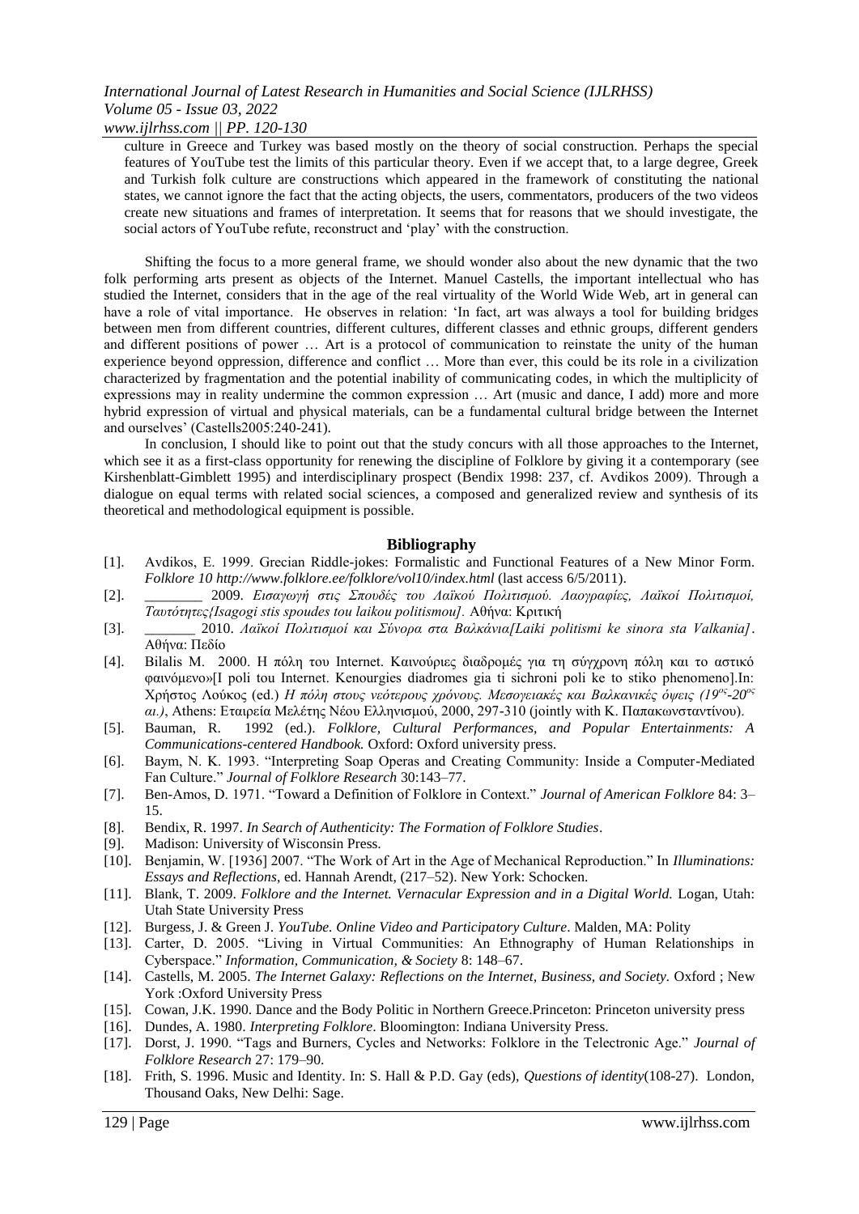culture in Greece and Turkey was based mostly on the theory of social construction. Perhaps the special features of YouTube test the limits of this particular theory. Even if we accept that, to a large degree, Greek and Turkish folk culture are constructions which appeared in the framework of constituting the national states, we cannot ignore the fact that the acting objects, the users, commentators, producers of the two videos create new situations and frames of interpretation. It seems that for reasons that we should investigate, the social actors of YouTube refute, reconstruct and 'play' with the construction.

Shifting the focus to a more general frame, we should wonder also about the new dynamic that the two folk performing arts present as objects of the Internet. Manuel Castells, the important intellectual who has studied the Internet, considers that in the age of the real virtuality of the World Wide Web, art in general can have a role of vital importance. He observes in relation: 'In fact, art was always a tool for building bridges between men from different countries, different cultures, different classes and ethnic groups, different genders and different positions of power … Art is a protocol of communication to reinstate the unity of the human experience beyond oppression, difference and conflict … More than ever, this could be its role in a civilization characterized by fragmentation and the potential inability of communicating codes, in which the multiplicity of expressions may in reality undermine the common expression … Art (music and dance, I add) more and more hybrid expression of virtual and physical materials, can be a fundamental cultural bridge between the Internet and ourselves' (Castells2005:240-241).

In conclusion, I should like to point out that the study concurs with all those approaches to the Internet, which see it as a first-class opportunity for renewing the discipline of Folklore by giving it a contemporary (see Kirshenblatt-Gimblett 1995) and interdisciplinary prospect (Bendix 1998: 237, cf. Avdikos 2009). Through a dialogue on equal terms with related social sciences, a composed and generalized review and synthesis of its theoretical and methodological equipment is possible.

## Bibliography

[1]. Avdikos, E. 1999. Grecian Riddle-jokes: Formalistic and Functional Features of a New Minor Form. *Folklore 10 http://www.folklore.ee/folklore/vol10/index.html* (last access 6/5/2011).

[2]. ________ 2009. *Εισαγωγή στις Σπουδές του Λαϊκού Πολιτισμού. Λαογραφίες, Λαϊκοί Πολιτισμοί, Ταυτότητες{Isagogi stis spoudes tou laikou politismou].* Αθήνα: Κριτική

[3]. _______ 2010. *Λαϊκοί Πολιτισμοί και Σύνορα στα Βαλκάνια[Laiki politismi ke sinora sta Valkania]*. Αθήνα: Πεδίο

[4]. Bilalis M. 2000. Η πόλη του Internet. Καινούριες διαδρομές για τη σύγχρονη πόλη και το αστικό φαινόμενο»[I poli tou Internet. Kenourgies diadromes gia ti sichroni poli ke to stiko phenomeno].In: Χρήστος Λούκος (ed.) *Η πόλη στους νεότερους χρόνους. Μεσογειακές και Βαλκανικές όψεις (19ος-20ος αι.)*, Athens: Εταιρεία Μελέτης Νέου Ελληνισμού, 2000, 297-310 (jointly with K. Παπακωνσταντίνου).

[5]. Bauman, R. 1992 (ed.). *Folklore, Cultural Performances, and Popular Entertainments: A Communications-centered Handbook.* Oxford: Oxford university press.

[6]. Baym, N. K. 1993. "Interpreting Soap Operas and Creating Community: Inside a Computer-Mediated Fan Culture." *Journal of Folklore Research* 30:143–77.

[7]. Ben-Amos, D. 1971. "Toward a Definition of Folklore in Context." *Journal of American Folklore* 84: 3–15.

[8]. Bendix, R. 1997. *In Search of Authenticity: The Formation of Folklore Studies*.

[9]. Madison: University of Wisconsin Press.

[10]. Benjamin, W. [1936] 2007. "The Work of Art in the Age of Mechanical Reproduction." In *Illuminations: Essays and Reflections*, ed. Hannah Arendt, (217–52). New York: Schocken.

[11]. Blank, T. 2009. *Folklore and the Internet. Vernacular Expression and in a Digital World.* Logan, Utah: Utah State University Press

[12]. Burgess, J. & Green J. *YouTube. Online Video and Participatory Culture*. Malden, MA: Polity

[13]. Carter, D. 2005. "Living in Virtual Communities: An Ethnography of Human Relationships in Cyberspace." *Information, Communication, & Society* 8: 148–67.

[14]. Castells, M. 2005. *The Internet Galaxy: Reflections on the Internet, Business, and Society.* Oxford ; New York :Oxford University Press

[15]. Cowan, J.K. 1990. Dance and the Body Politic in Northern Greece.Princeton: Princeton university press

[16]. Dundes, A. 1980. *Interpreting Folklore*. Bloomington: Indiana University Press.

[17]. Dorst, J. 1990. "Tags and Burners, Cycles and Networks: Folklore in the Telectronic Age." *Journal of Folklore Research* 27: 179–90.

[18]. Frith, S. 1996. Music and Identity. In: S. Hall & P.D. Gay (eds), *Questions of identity*(108-27). London, Thousand Oaks, New Delhi: Sage.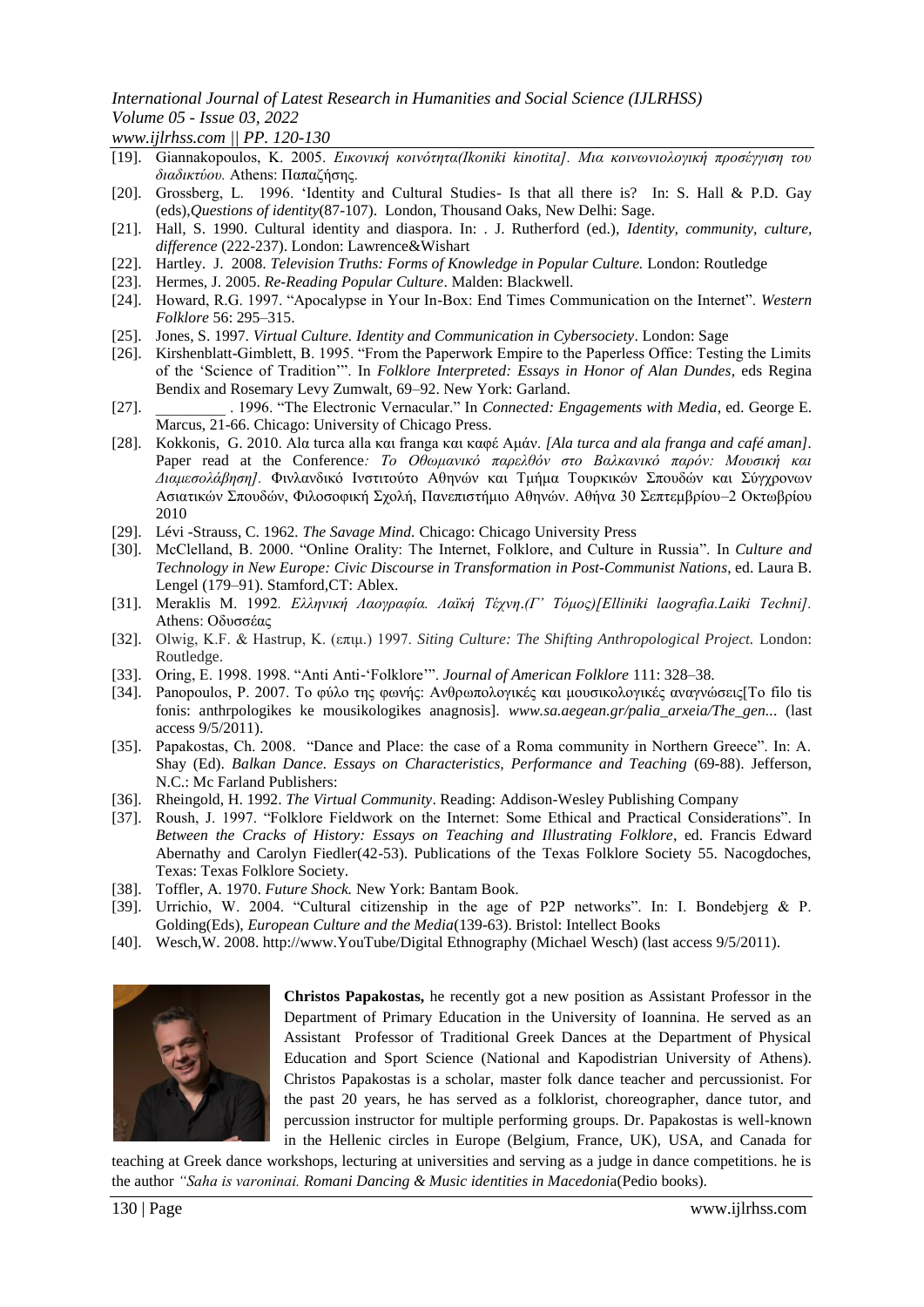[19]. Giannakopoulos, K. 2005. *Εικονική κοινότητα(Ikoniki kinotita]. Μια κοινωνιολογική προσέγγιση του διαδικτύου.* Athens: Παπαζήσης.

[20]. Grossberg, L. 1996. 'Identity and Cultural Studies- Is that all there is? In: S. Hall & P.D. Gay (eds),*Questions of identity*(87-107). London, Thousand Oaks, New Delhi: Sage.

[21]. Hall, S. 1990. Cultural identity and diaspora. In: . J. Rutherford (ed.), *Identity, community, culture, difference* (222-237). London: Lawrence&Wishart

[22]. Hartley. J. 2008. *Television Truths: Forms of Knowledge in Popular Culture.* London: Routledge

[23]. Hermes, J. 2005. *Re-Reading Popular Culture*. Malden: Blackwell.

[24]. Howard, R.G. 1997. "Apocalypse in Your In-Box: End Times Communication on the Internet". *Western Folklore* 56: 295–315.

[25]. Jones, S. 1997. *Virtual Culture. Identity and Communication in Cybersociety*. London: Sage

[26]. Kirshenblatt-Gimblett, B. 1995. "From the Paperwork Empire to the Paperless Office: Testing the Limits of the 'Science of Tradition'". In *Folklore Interpreted: Essays in Honor of Alan Dundes*, eds Regina Bendix and Rosemary Levy Zumwalt, 69–92. New York: Garland.

[27]. _________ . 1996. "The Electronic Vernacular." In *Connected: Engagements with Media*, ed. George E. Marcus, 21-66. Chicago: University of Chicago Press.

[28]. Kokkonis, G. 2010. Alα turca alla και franga και καφέ Αμάν. *[Ala turca and ala franga and café aman]*. Paper read at the Conference*: Το Οθωμανικό παρελθόν στο Βαλκανικό παρόν: Μουσική και Διαμεσολάβηση].* Φινλανδικό Ινστιτούτο Αθηνών και Τμήμα Τουρκικών Σπουδών και Σύγχρονων Ασιατικών Σπουδών, Φιλοσοφική Σχολή, Πανεπιστήμιο Αθηνών. Αθήνα 30 Σεπτεμβρίου–2 Οκτωβρίου 2010

[29]. Lévi -Strauss, C. 1962. *The Savage Mind.* Chicago: Chicago University Press

[30]. McClelland, B. 2000. "Online Orality: The Internet, Folklore, and Culture in Russia". In *Culture and Technology in New Europe: Civic Discourse in Transformation in Post-Communist Nations*, ed. Laura B. Lengel (179–91). Stamford,CT: Ablex.

[31]. Meraklis M. 1992. *Ελληνική Λαογραφία. Λαϊκή Τέχνη.(Γ' Τόμος)[Elliniki laografia.Laiki Techni]*. Athens: Οδυσσέας

[32]. Olwig, K.F. & Hastrup, K. (επιμ.) 1997. *Siting Culture: The Shifting Anthropological Project.* London: Routledge.

[33]. Oring, E. 1998. 1998. "Anti Anti-'Folklore'". *Journal of American Folklore* 111: 328–38.

[34]. Panopoulos, P. 2007. Το φύλο της φωνής: Ανθρωπολογικές και μουσικολογικές αναγνώσεις[To filo tis fonis: anthrpologikes ke mousikologikes anagnosis]. *www.sa.aegean.gr/palia_arxeia/The_gen...* (last access 9/5/2011).

[35]. Papakostas, Ch. 2008. "Dance and Place: the case of a Roma community in Northern Greece". In: A. Shay (Ed). *Balkan Dance. Essays on Characteristics, Performance and Teaching* (69-88). Jefferson, N.C.: Mc Farland Publishers:

[36]. Rheingold, H. 1992. *The Virtual Community*. Reading: Addison-Wesley Publishing Company

[37]. Roush, J. 1997. "Folklore Fieldwork on the Internet: Some Ethical and Practical Considerations". In *Between the Cracks of History: Essays on Teaching and Illustrating Folklore*, ed. Francis Edward Abernathy and Carolyn Fiedler(42-53). Publications of the Texas Folklore Society 55. Nacogdoches, Texas: Texas Folklore Society.

[38]. Toffler, A. 1970. *Future Shock.* New York: Bantam Book.

[39]. Urrichio, W. 2004. "Cultural citizenship in the age of P2P networks". In: I. Bondebjerg & P. Golding(Eds), *European Culture and the Media*(139-63). Bristol: Intellect Books

[40]. Wesch,W. 2008. http://www.YouTube/Digital Ethnography (Michael Wesch) (last access 9/5/2011).

**Christos Papakostas,** he recently got a new position as Assistant Professor in the Department of Primary Education in the University of Ioannina. He served as an Assistant Professor of Traditional Greek Dances at the Department of Physical Education and Sport Science (National and Kapodistrian University of Athens). Christos Papakostas is a scholar, master folk dance teacher and percussionist. For the past 20 years, he has served as a folklorist, choreographer, dance tutor, and percussion instructor for multiple performing groups. Dr. Papakostas is well-known in the Hellenic circles in Europe (Belgium, France, UK), USA, and Canada for teaching at Greek dance workshops, lecturing at universities and serving as a judge in dance competitions. he is the author *"Saha is varoninai. Romani Dancing & Music identities in Macedonia*(Pedio books).